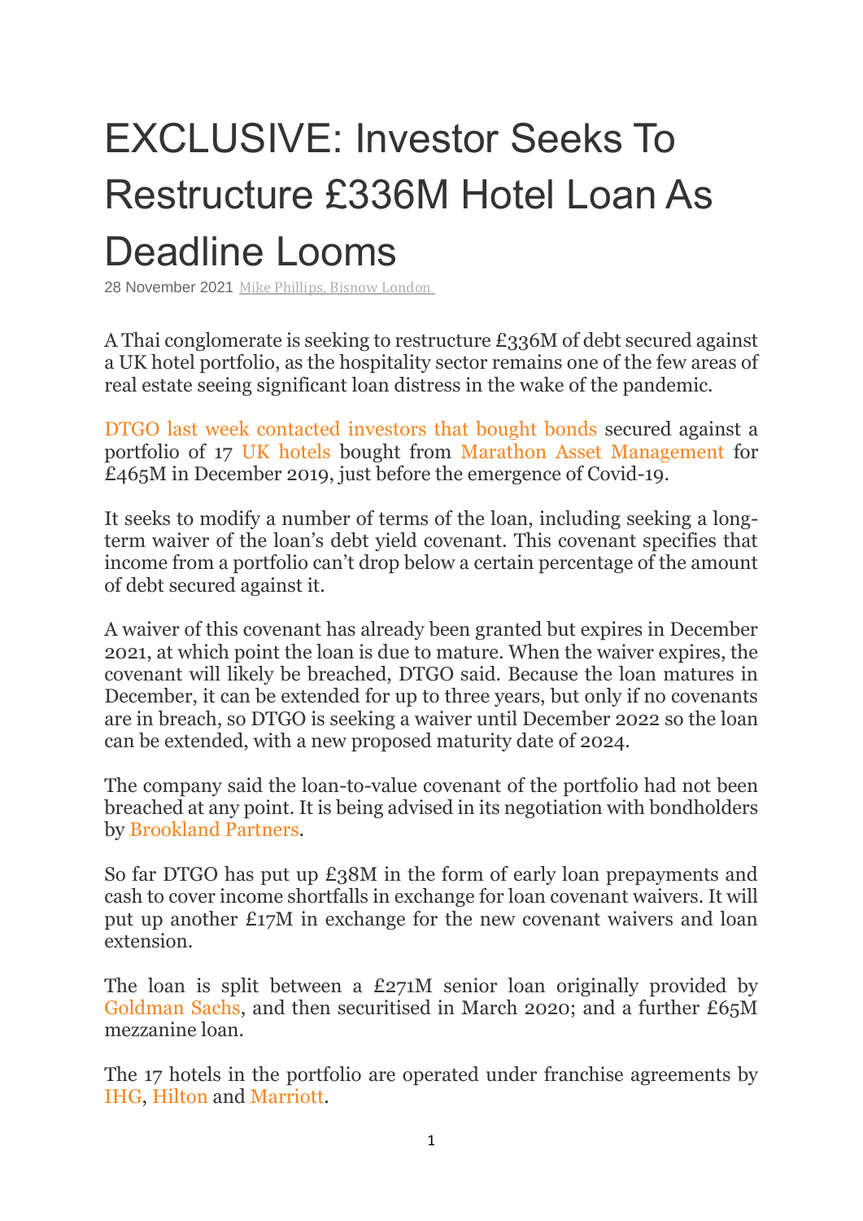# EXCLUSIVE: Investor Seeks To Restructure £336M Hotel Loan As Deadline Looms

28 November 2021 Mike Phillips, Bisnow London

A Thai conglomerate is seeking to restructure £336M of debt secured against a UK hotel portfolio, as the hospitality sector remains one of the few areas of real estate seeing significant loan distress in the wake of the pandemic.

DTGO last week contacted investors that bought bonds secured against a portfolio of 17 UK hotels bought from Marathon Asset Management for £465M in December 2019, just before the emergence of Covid-19.

It seeks to modify a number of terms of the loan, including seeking a long-term waiver of the loan's debt yield covenant. This covenant specifies that income from a portfolio can't drop below a certain percentage of the amount of debt secured against it.

A waiver of this covenant has already been granted but expires in December 2021, at which point the loan is due to mature. When the waiver expires, the covenant will likely be breached, DTGO said. Because the loan matures in December, it can be extended for up to three years, but only if no covenants are in breach, so DTGO is seeking a waiver until December 2022 so the loan can be extended, with a new proposed maturity date of 2024.

The company said the loan-to-value covenant of the portfolio had not been breached at any point. It is being advised in its negotiation with bondholders by Brookland Partners.

So far DTGO has put up £38M in the form of early loan prepayments and cash to cover income shortfalls in exchange for loan covenant waivers. It will put up another £17M in exchange for the new covenant waivers and loan extension.

The loan is split between a £271M senior loan originally provided by Goldman Sachs, and then securitised in March 2020; and a further £65M mezzanine loan.

The 17 hotels in the portfolio are operated under franchise agreements by IHG, Hilton and Marriott.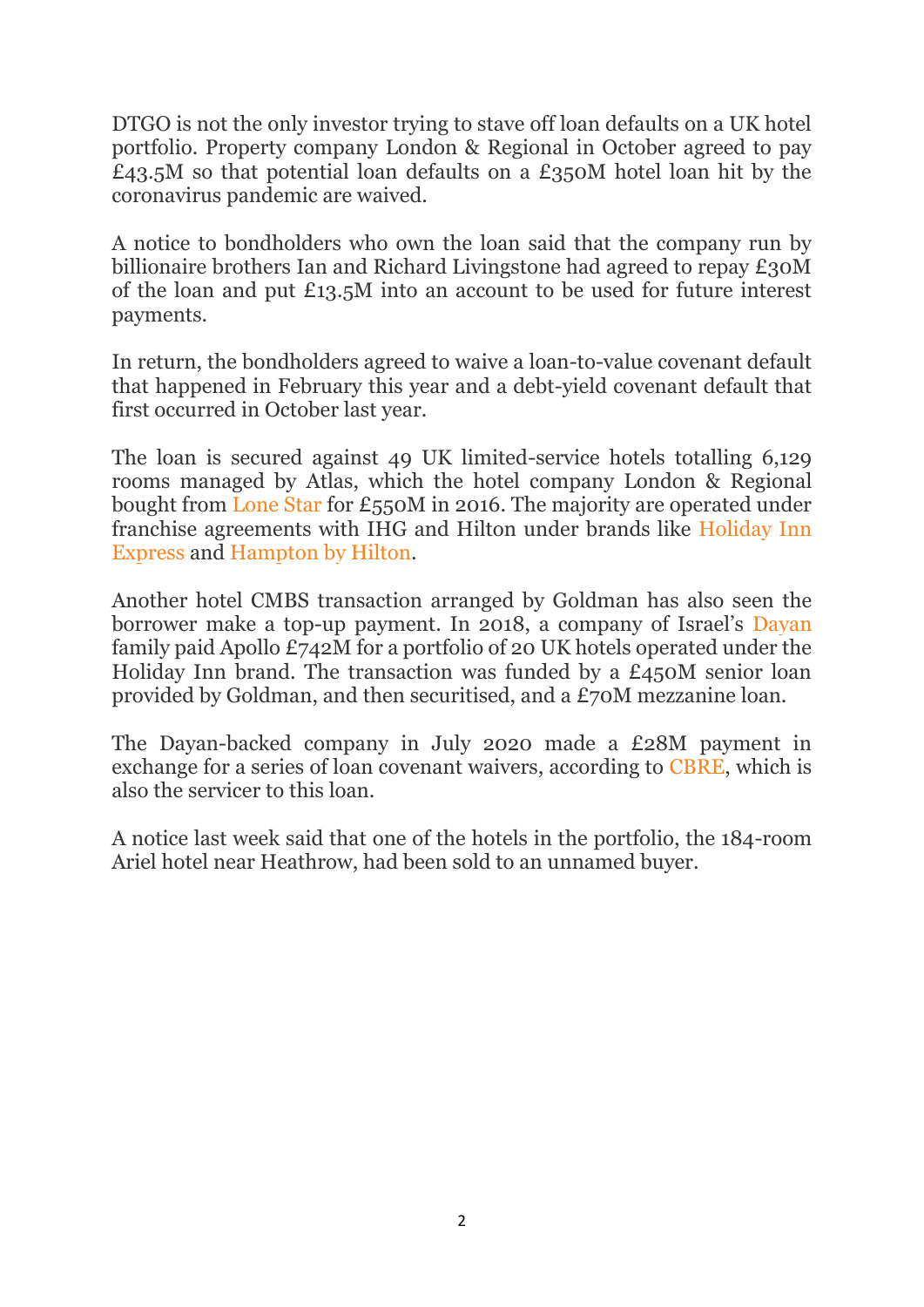DTGO is not the only investor trying to stave off loan defaults on a UK hotel portfolio. Property company London & Regional in October agreed to pay £43.5M so that potential loan defaults on a £350M hotel loan hit by the coronavirus pandemic are waived.

A notice to bondholders who own the loan said that the company run by billionaire brothers Ian and Richard Livingstone had agreed to repay £30M of the loan and put £13.5M into an account to be used for future interest payments.

In return, the bondholders agreed to waive a loan-to-value covenant default that happened in February this year and a debt-yield covenant default that first occurred in October last year.

The loan is secured against 49 UK limited-service hotels totalling 6,129 rooms managed by Atlas, which the hotel company London & Regional bought from Lone Star for £550M in 2016. The majority are operated under franchise agreements with IHG and Hilton under brands like Holiday Inn Express and Hampton by Hilton.

Another hotel CMBS transaction arranged by Goldman has also seen the borrower make a top-up payment. In 2018, a company of Israel's Dayan family paid Apollo £742M for a portfolio of 20 UK hotels operated under the Holiday Inn brand. The transaction was funded by a £450M senior loan provided by Goldman, and then securitised, and a £70M mezzanine loan.

The Dayan-backed company in July 2020 made a £28M payment in exchange for a series of loan covenant waivers, according to CBRE, which is also the servicer to this loan.

A notice last week said that one of the hotels in the portfolio, the 184-room Ariel hotel near Heathrow, had been sold to an unnamed buyer.